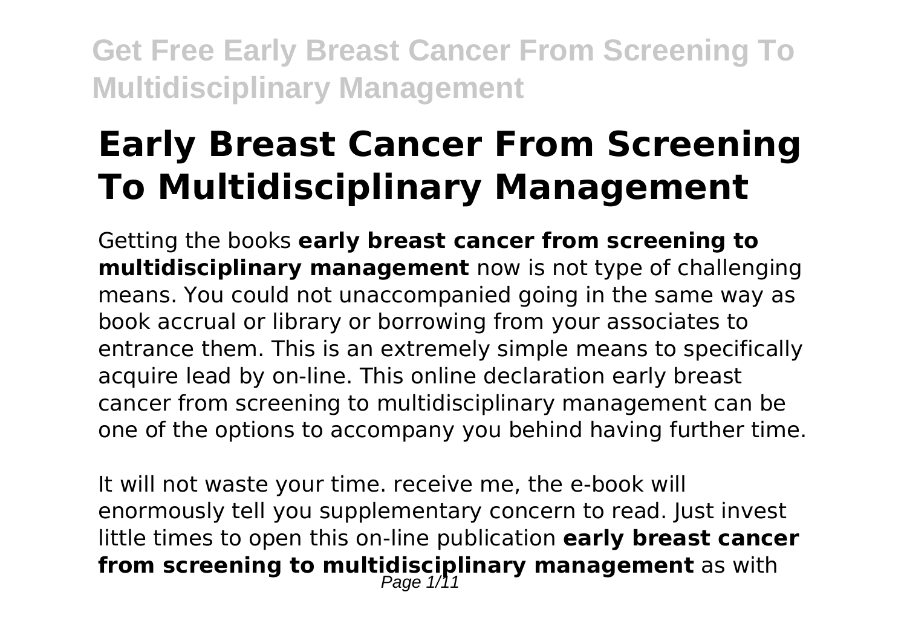# Early Breast Cancer From Screening To Multidisciplinary Management

Getting the books **early breast cancer from screening to multidisciplinary management** now is not type of challenging means. You could not unaccompanied going in the same way as book accrual or library or borrowing from your associates to entrance them. This is an extremely simple means to specifically acquire lead by on-line. This online declaration early breast cancer from screening to multidisciplinary management can be one of the options to accompany you behind having further time.

It will not waste your time. receive me, the e-book will enormously tell you supplementary concern to read. Just invest little times to open this on-line publication **early breast cancer from screening to multidisciplinary management** as with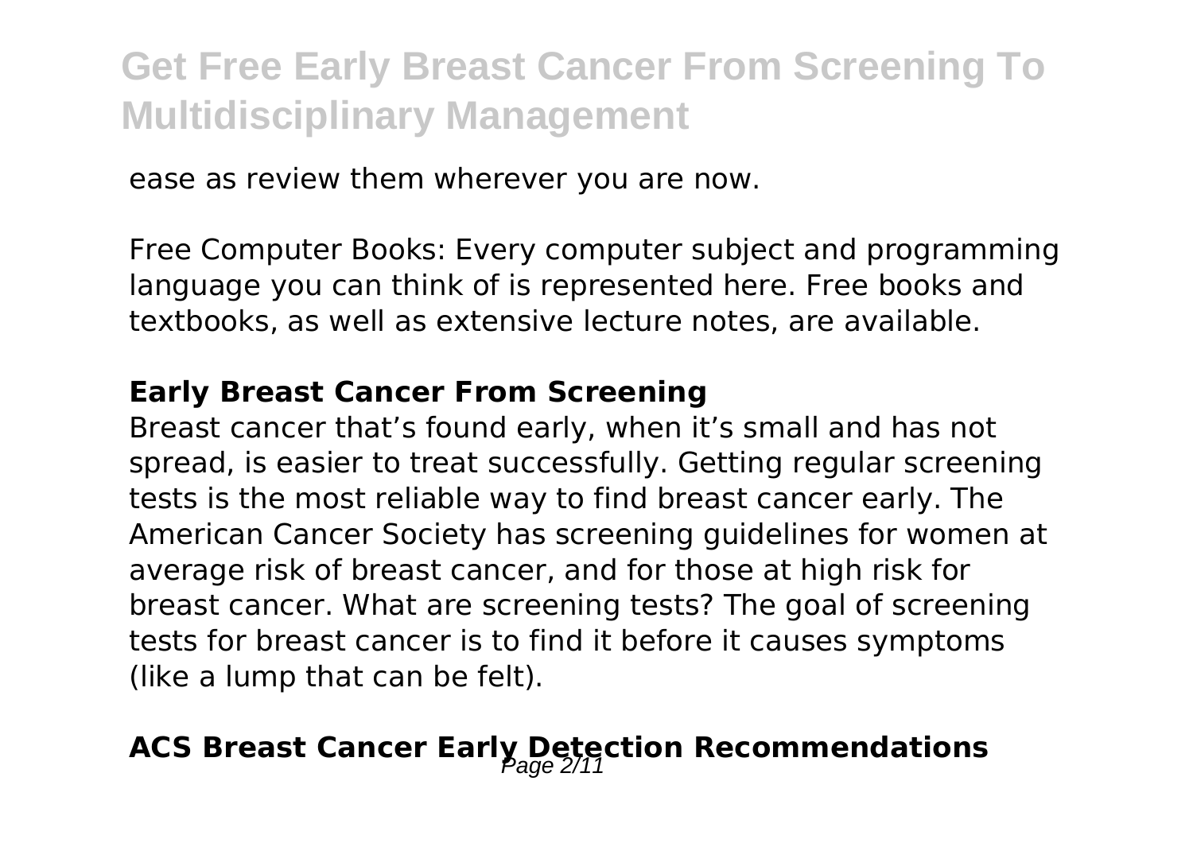ease as review them wherever you are now.

Free Computer Books: Every computer subject and programming language you can think of is represented here. Free books and textbooks, as well as extensive lecture notes, are available.

### Early Breast Cancer From Screening

Breast cancer that's found early, when it's small and has not spread, is easier to treat successfully. Getting regular screening tests is the most reliable way to find breast cancer early. The American Cancer Society has screening guidelines for women at average risk of breast cancer, and for those at high risk for breast cancer. What are screening tests? The goal of screening tests for breast cancer is to find it before it causes symptoms (like a lump that can be felt).

## ACS Breast Cancer Early Detection Recommendations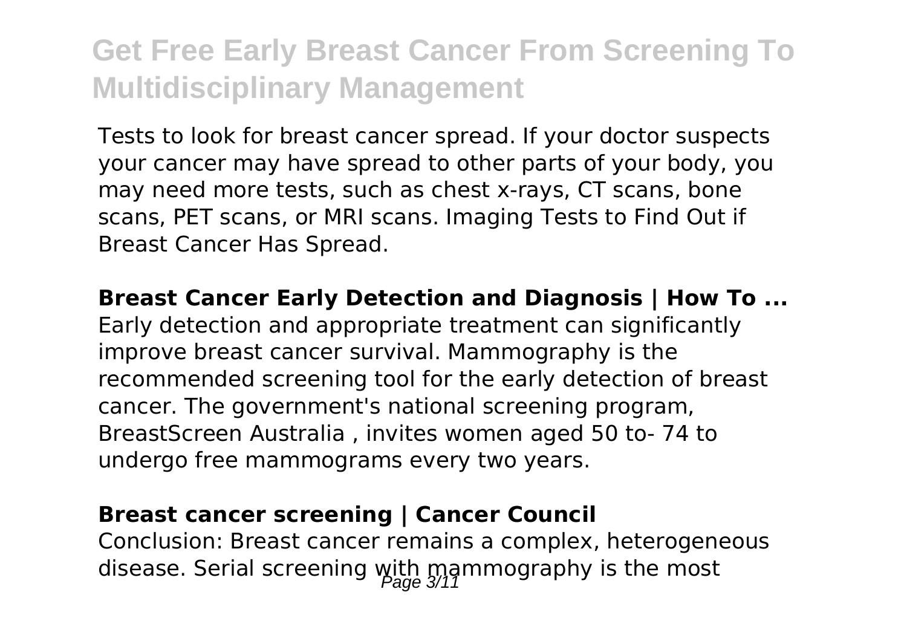Tests to look for breast cancer spread. If your doctor suspects your cancer may have spread to other parts of your body, you may need more tests, such as chest x-rays, CT scans, bone scans, PET scans, or MRI scans. Imaging Tests to Find Out if Breast Cancer Has Spread.

**Breast Cancer Early Detection and Diagnosis | How To ...**

Early detection and appropriate treatment can significantly improve breast cancer survival. Mammography is the recommended screening tool for the early detection of breast cancer. The government's national screening program, BreastScreen Australia , invites women aged 50 to- 74 to undergo free mammograms every two years.

**Breast cancer screening | Cancer Council**

Conclusion: Breast cancer remains a complex, heterogeneous disease. Serial screening with mammography is the most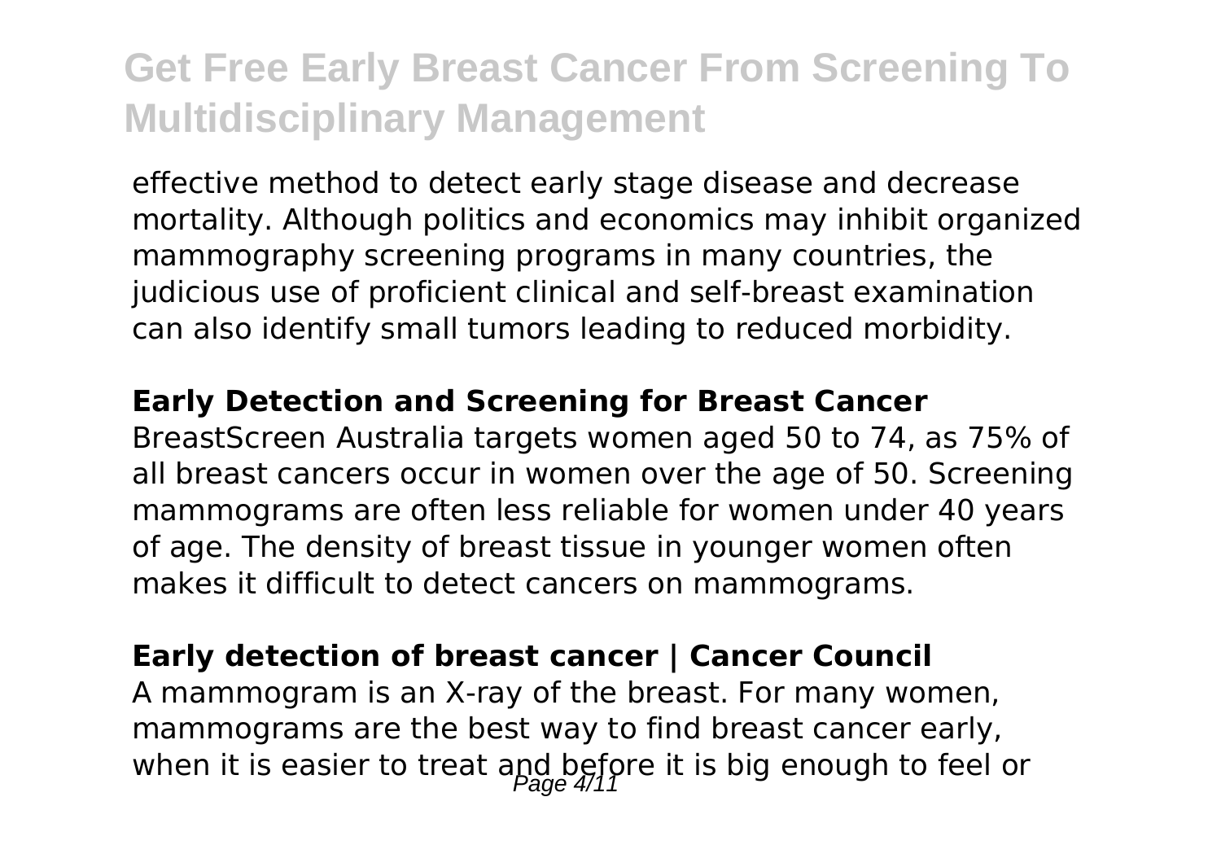effective method to detect early stage disease and decrease mortality. Although politics and economics may inhibit organized mammography screening programs in many countries, the judicious use of proficient clinical and self-breast examination can also identify small tumors leading to reduced morbidity.

**Early Detection and Screening for Breast Cancer**

BreastScreen Australia targets women aged 50 to 74, as 75% of all breast cancers occur in women over the age of 50. Screening mammograms are often less reliable for women under 40 years of age. The density of breast tissue in younger women often makes it difficult to detect cancers on mammograms.

**Early detection of breast cancer | Cancer Council**

A mammogram is an X-ray of the breast. For many women, mammograms are the best way to find breast cancer early, when it is easier to treat and before it is big enough to feel or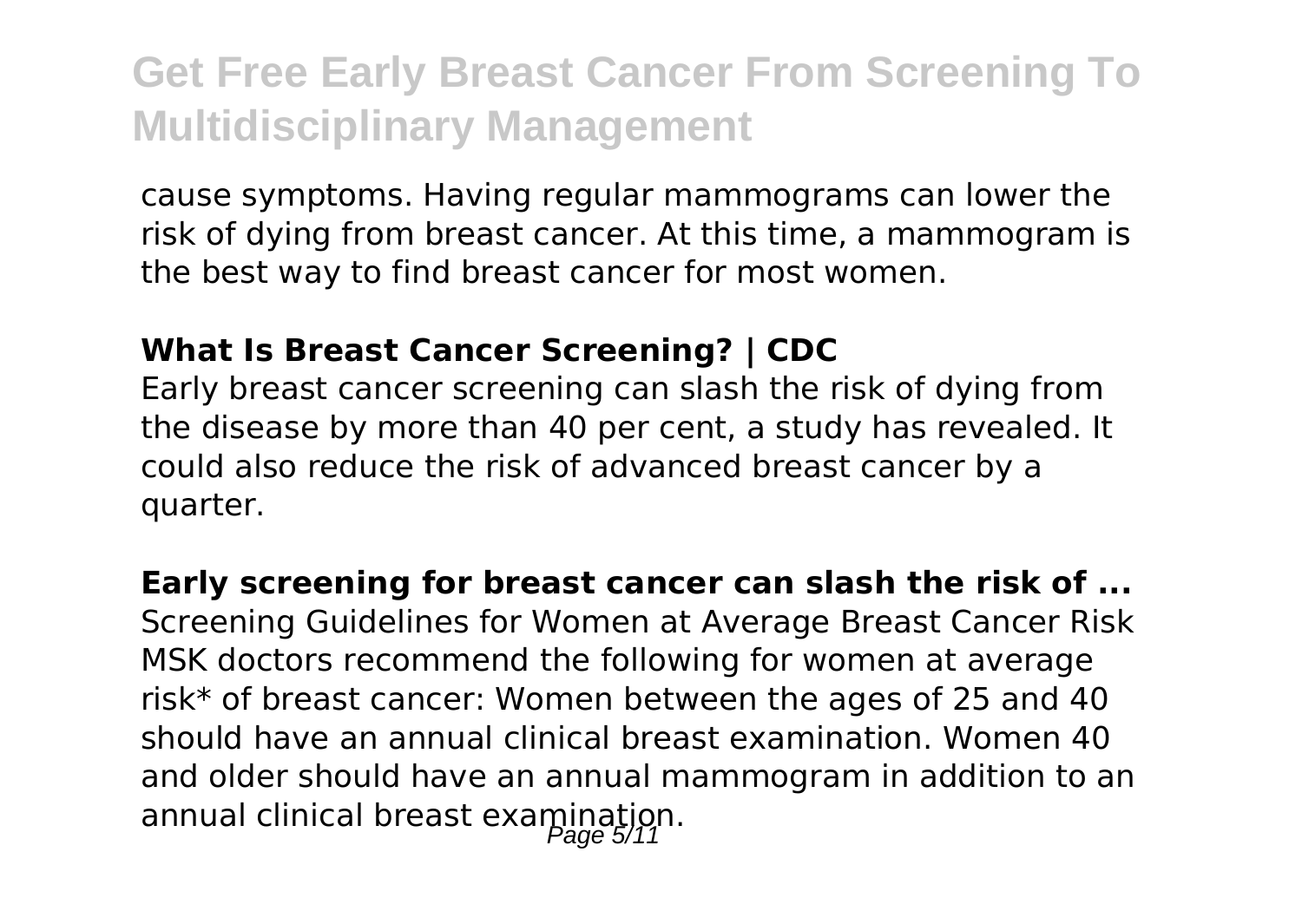cause symptoms. Having regular mammograms can lower the risk of dying from breast cancer. At this time, a mammogram is the best way to find breast cancer for most women.

**What Is Breast Cancer Screening? | CDC**

Early breast cancer screening can slash the risk of dying from the disease by more than 40 per cent, a study has revealed. It could also reduce the risk of advanced breast cancer by a quarter.

**Early screening for breast cancer can slash the risk of ...**

Screening Guidelines for Women at Average Breast Cancer Risk MSK doctors recommend the following for women at average risk* of breast cancer: Women between the ages of 25 and 40 should have an annual clinical breast examination. Women 40 and older should have an annual mammogram in addition to an annual clinical breast examination.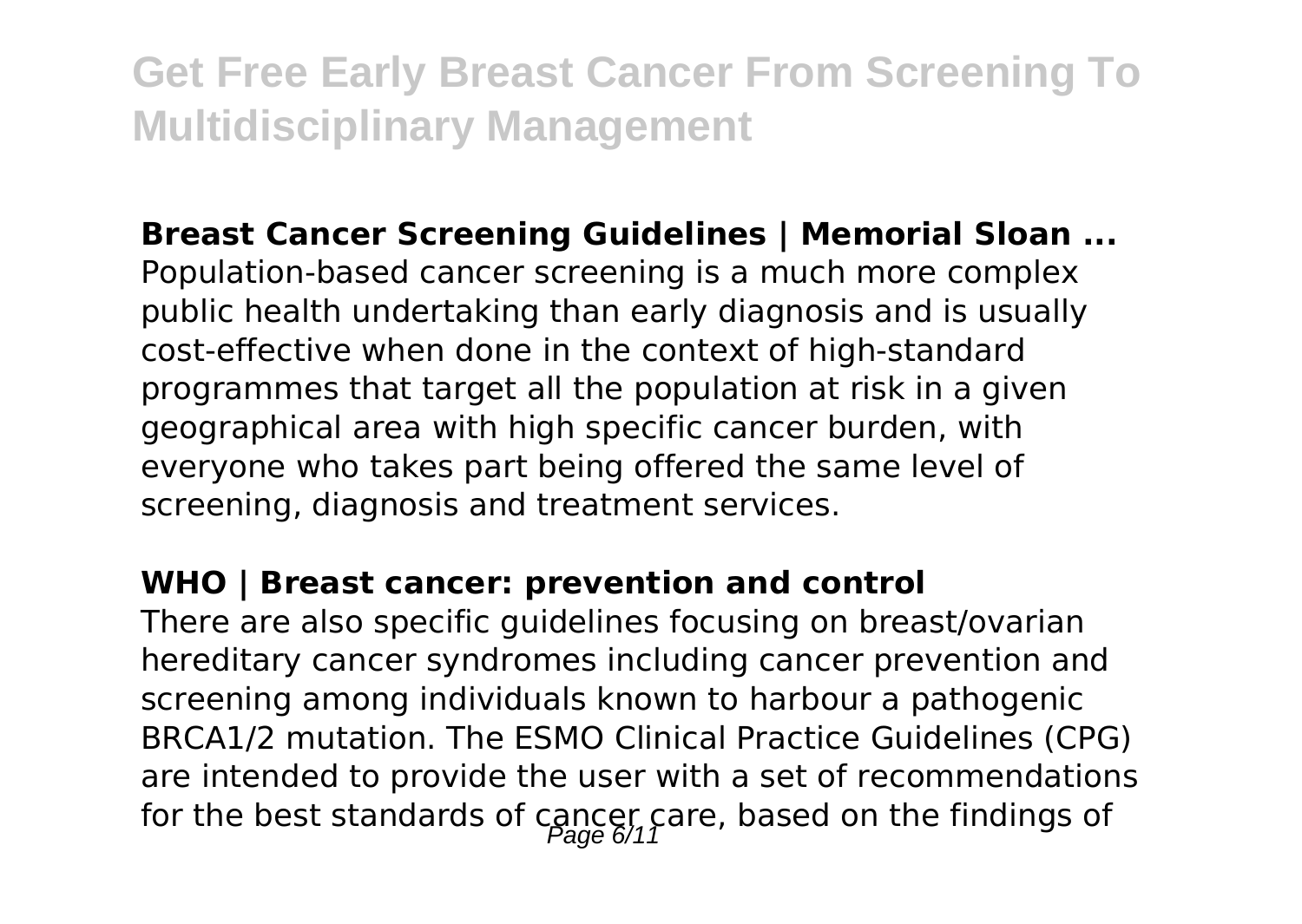## Breast Cancer Screening Guidelines | Memorial Sloan ...

Population-based cancer screening is a much more complex public health undertaking than early diagnosis and is usually cost-effective when done in the context of high-standard programmes that target all the population at risk in a given geographical area with high specific cancer burden, with everyone who takes part being offered the same level of screening, diagnosis and treatment services.

## WHO | Breast cancer: prevention and control

There are also specific guidelines focusing on breast/ovarian hereditary cancer syndromes including cancer prevention and screening among individuals known to harbour a pathogenic BRCA1/2 mutation. The ESMO Clinical Practice Guidelines (CPG) are intended to provide the user with a set of recommendations for the best standards of cancer care, based on the findings of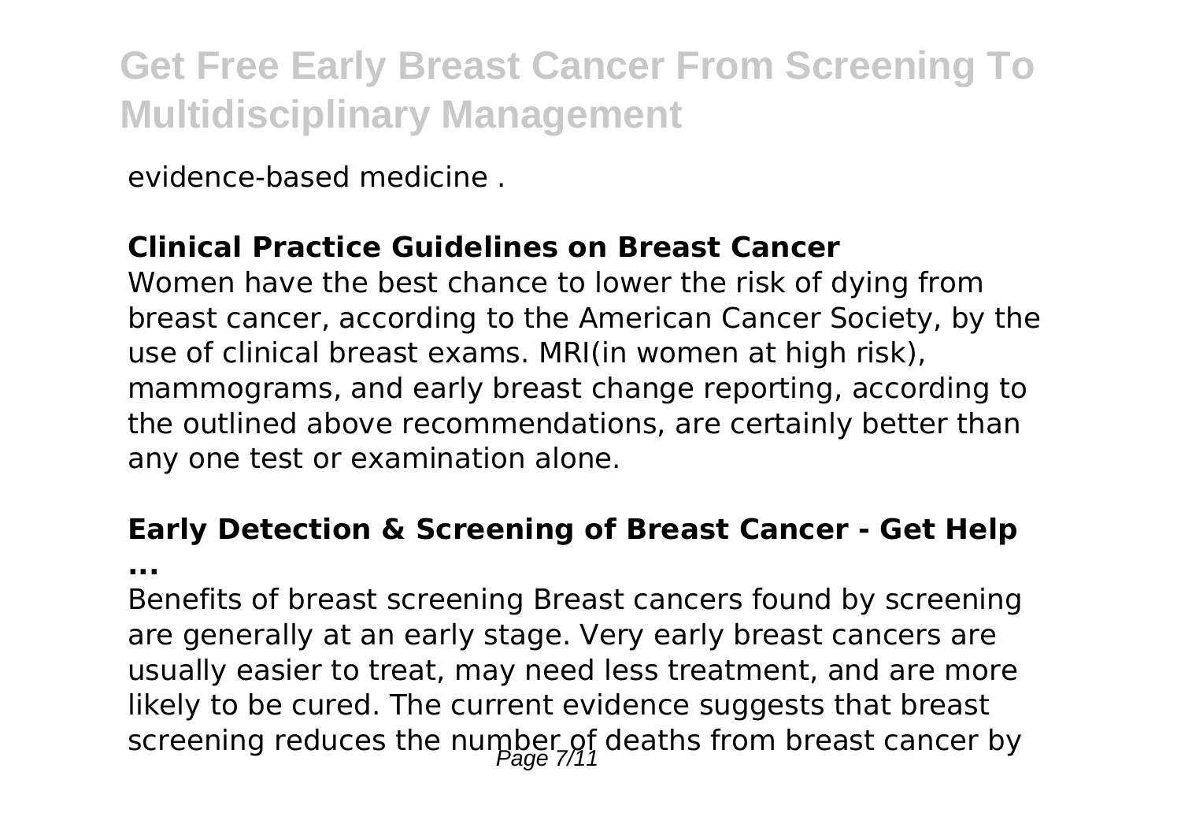evidence-based medicine .

### Clinical Practice Guidelines on Breast Cancer

Women have the best chance to lower the risk of dying from breast cancer, according to the American Cancer Society, by the use of clinical breast exams. MRI(in women at high risk), mammograms, and early breast change reporting, according to the outlined above recommendations, are certainly better than any one test or examination alone.

### Early Detection & Screening of Breast Cancer - Get Help ...

Benefits of breast screening Breast cancers found by screening are generally at an early stage. Very early breast cancers are usually easier to treat, may need less treatment, and are more likely to be cured. The current evidence suggests that breast screening reduces the number of deaths from breast cancer by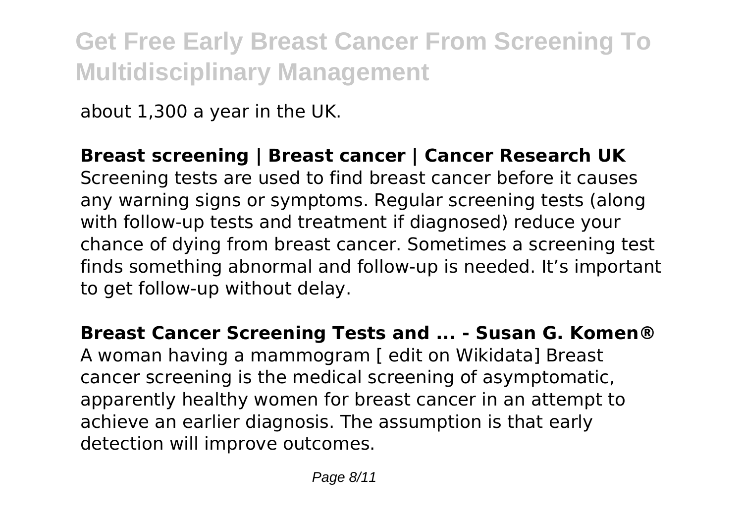about 1,300 a year in the UK.

**Breast screening | Breast cancer | Cancer Research UK**

Screening tests are used to find breast cancer before it causes any warning signs or symptoms. Regular screening tests (along with follow-up tests and treatment if diagnosed) reduce your chance of dying from breast cancer. Sometimes a screening test finds something abnormal and follow-up is needed. It's important to get follow-up without delay.

**Breast Cancer Screening Tests and ... - Susan G. Komen®**

A woman having a mammogram [ edit on Wikidata] Breast cancer screening is the medical screening of asymptomatic, apparently healthy women for breast cancer in an attempt to achieve an earlier diagnosis. The assumption is that early detection will improve outcomes.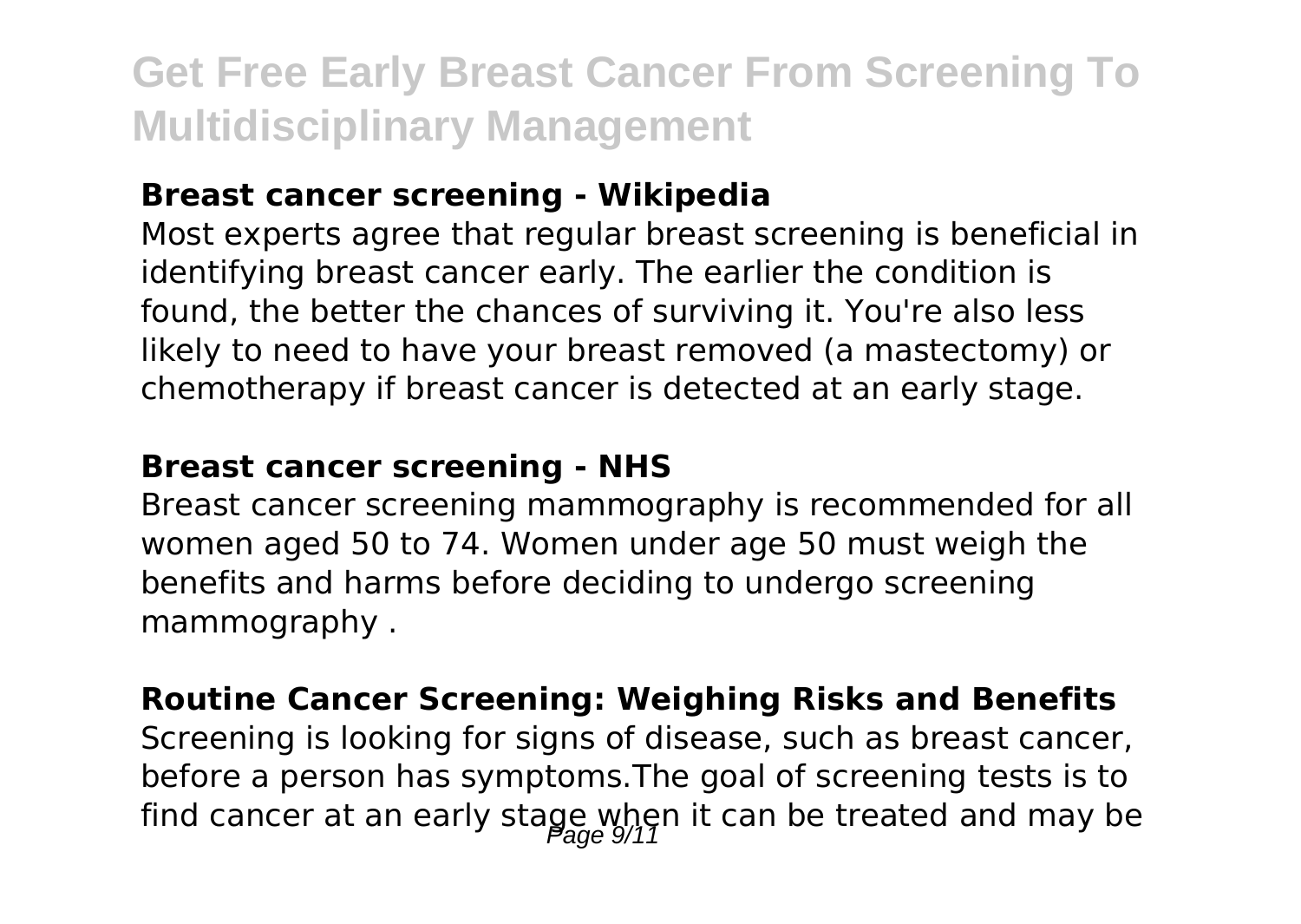**Breast cancer screening - Wikipedia**

Most experts agree that regular breast screening is beneficial in identifying breast cancer early. The earlier the condition is found, the better the chances of surviving it. You're also less likely to need to have your breast removed (a mastectomy) or chemotherapy if breast cancer is detected at an early stage.

**Breast cancer screening - NHS**

Breast cancer screening mammography is recommended for all women aged 50 to 74. Women under age 50 must weigh the benefits and harms before deciding to undergo screening mammography .

**Routine Cancer Screening: Weighing Risks and Benefits**

Screening is looking for signs of disease, such as breast cancer, before a person has symptoms.The goal of screening tests is to find cancer at an early stage when it can be treated and may be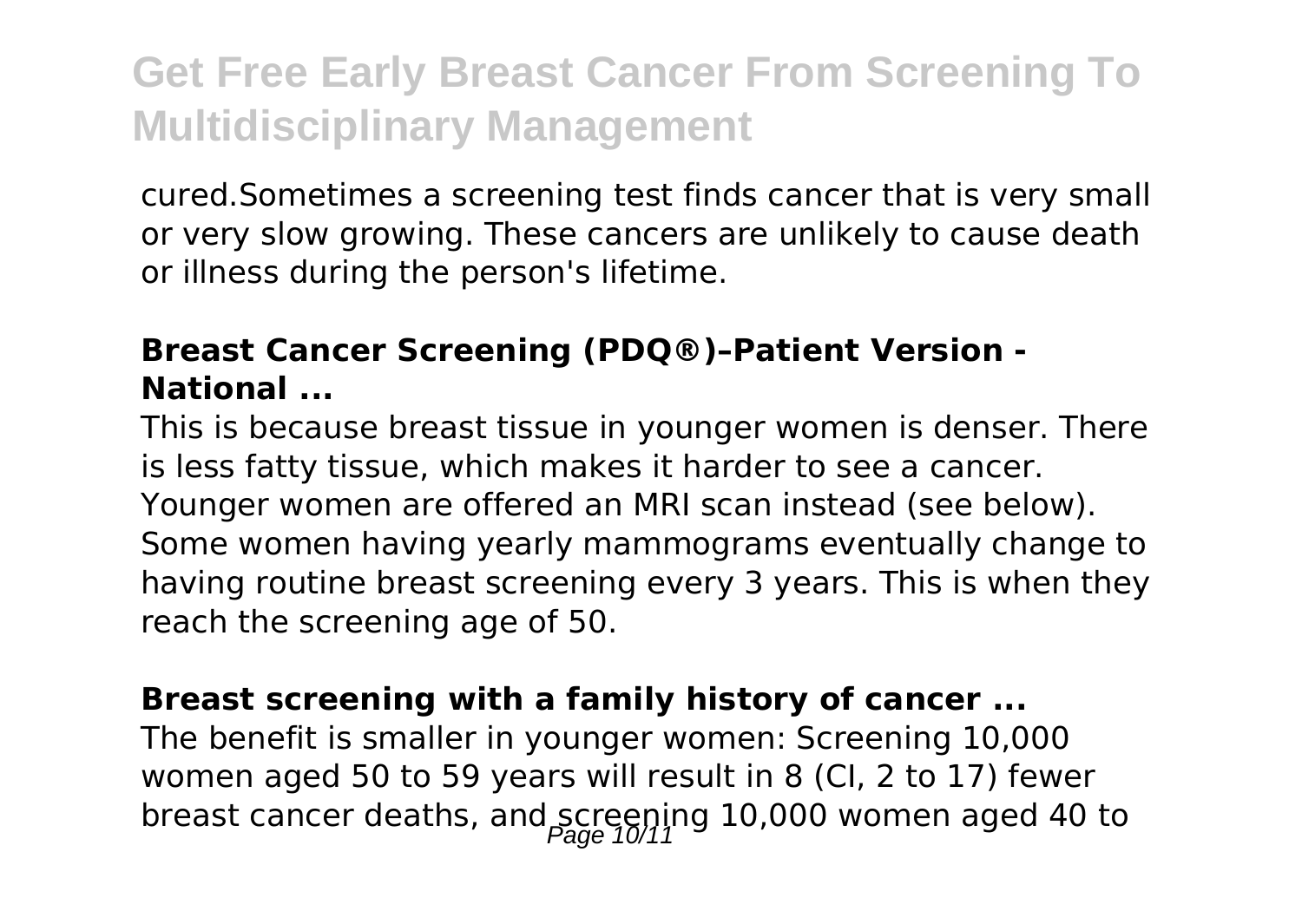cured.Sometimes a screening test finds cancer that is very small or very slow growing. These cancers are unlikely to cause death or illness during the person's lifetime.

### Breast Cancer Screening (PDQ®)–Patient Version - National ...

This is because breast tissue in younger women is denser. There is less fatty tissue, which makes it harder to see a cancer. Younger women are offered an MRI scan instead (see below). Some women having yearly mammograms eventually change to having routine breast screening every 3 years. This is when they reach the screening age of 50.

### Breast screening with a family history of cancer ...

The benefit is smaller in younger women: Screening 10,000 women aged 50 to 59 years will result in 8 (CI, 2 to 17) fewer breast cancer deaths, and screening 10,000 women aged 40 to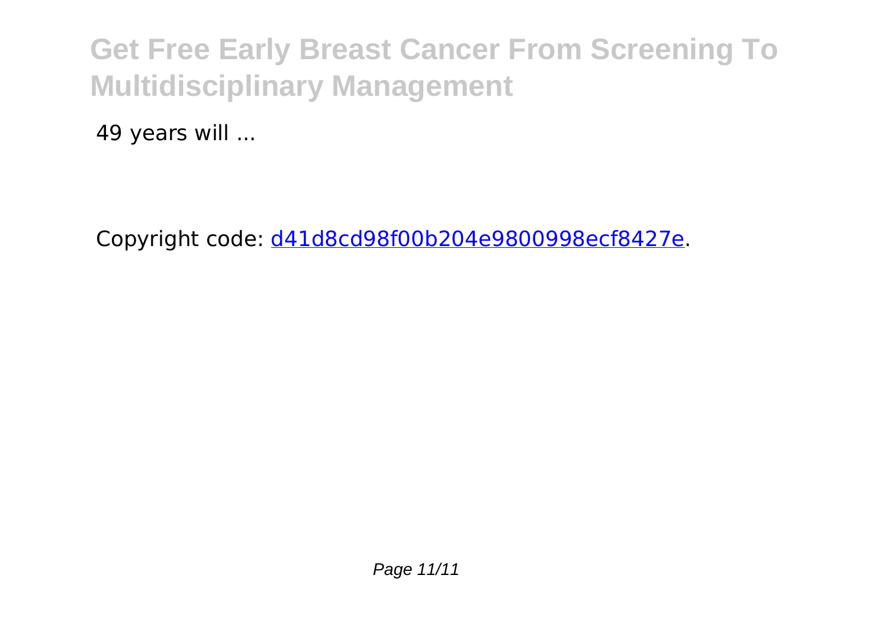49 years will ...

Copyright code: d41d8cd98f00b204e9800998ecf8427e.